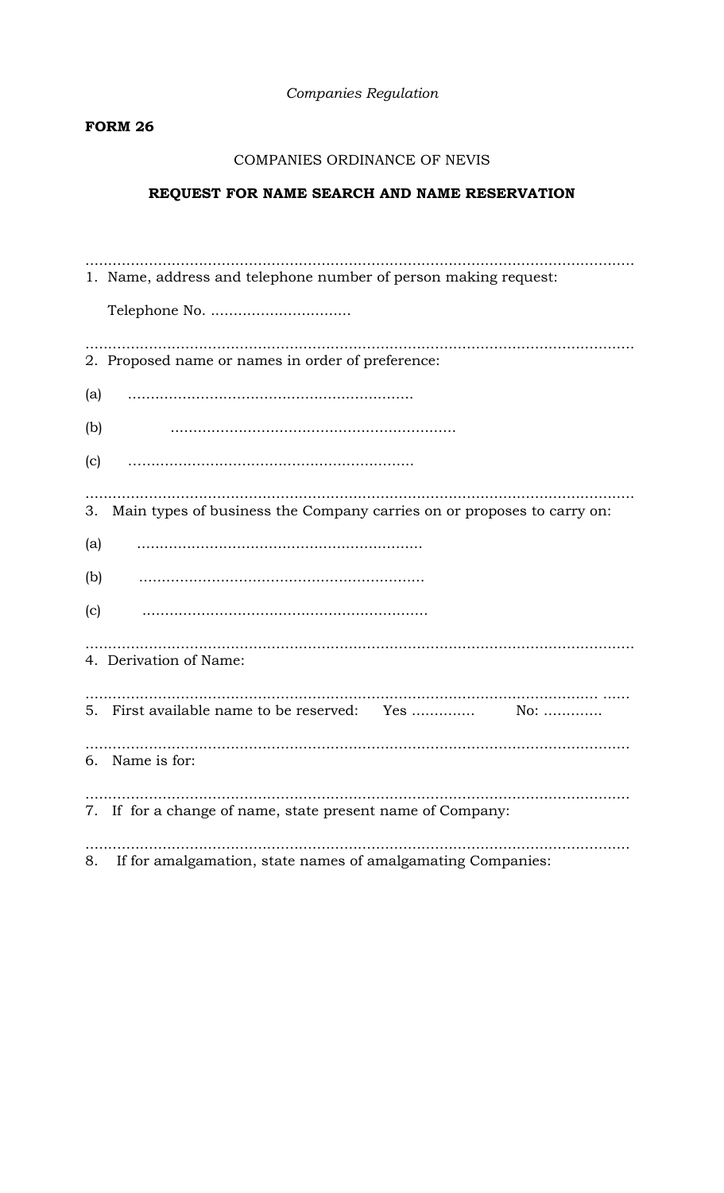*Companies Regulation*

**FORM 26**

COMPANIES ORDINANCE OF NEVIS

**REQUEST FOR NAME SEARCH AND NAME RESERVATION**

.........................................................................................................................

1. Name, address and telephone number of person making request:

   Telephone No. ...............................

.........................................................................................................................

2. Proposed name or names in order of preference:

(a) ...............................................................

(b) ...............................................................

(c) ...............................................................

.........................................................................................................................

3. Main types of business the Company carries on or proposes to carry on:

(a) ...............................................................

(b) ...............................................................

(c) ...............................................................

.........................................................................................................................

4. Derivation of Name:

................................................................................................................ ......

5. First available name to be reserved: Yes ............. No: .............

.........................................................................................................................

6. Name is for:

.........................................................................................................................

7. If for a change of name, state present name of Company:

.........................................................................................................................

8. If for amalgamation, state names of amalgamating Companies: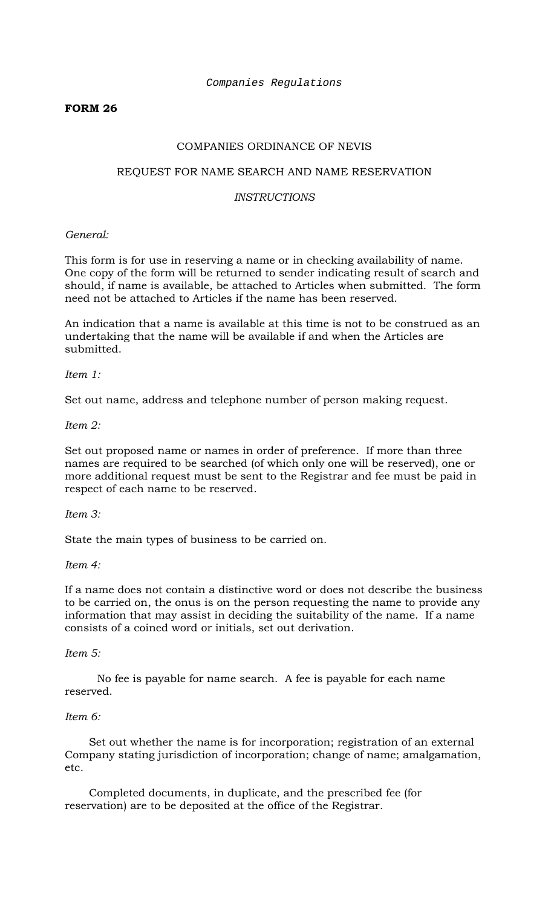**FORM 26**

COMPANIES ORDINANCE OF NEVIS

REQUEST FOR NAME SEARCH AND NAME RESERVATION

*INSTRUCTIONS*

*General:*

This form is for use in reserving a name or in checking availability of name. One copy of the form will be returned to sender indicating result of search and should, if name is available, be attached to Articles when submitted. The form need not be attached to Articles if the name has been reserved.

An indication that a name is available at this time is not to be construed as an undertaking that the name will be available if and when the Articles are submitted.

*Item 1:*

Set out name, address and telephone number of person making request.

*Item 2:*

Set out proposed name or names in order of preference. If more than three names are required to be searched (of which only one will be reserved), one or more additional request must be sent to the Registrar and fee must be paid in respect of each name to be reserved.

*Item 3:*

State the main types of business to be carried on.

*Item 4:*

If a name does not contain a distinctive word or does not describe the business to be carried on, the onus is on the person requesting the name to provide any information that may assist in deciding the suitability of the name. If a name consists of a coined word or initials, set out derivation.

*Item 5:*

No fee is payable for name search. A fee is payable for each name reserved.

*Item 6:*

Set out whether the name is for incorporation; registration of an external Company stating jurisdiction of incorporation; change of name; amalgamation, etc.

Completed documents, in duplicate, and the prescribed fee (for reservation) are to be deposited at the office of the Registrar.